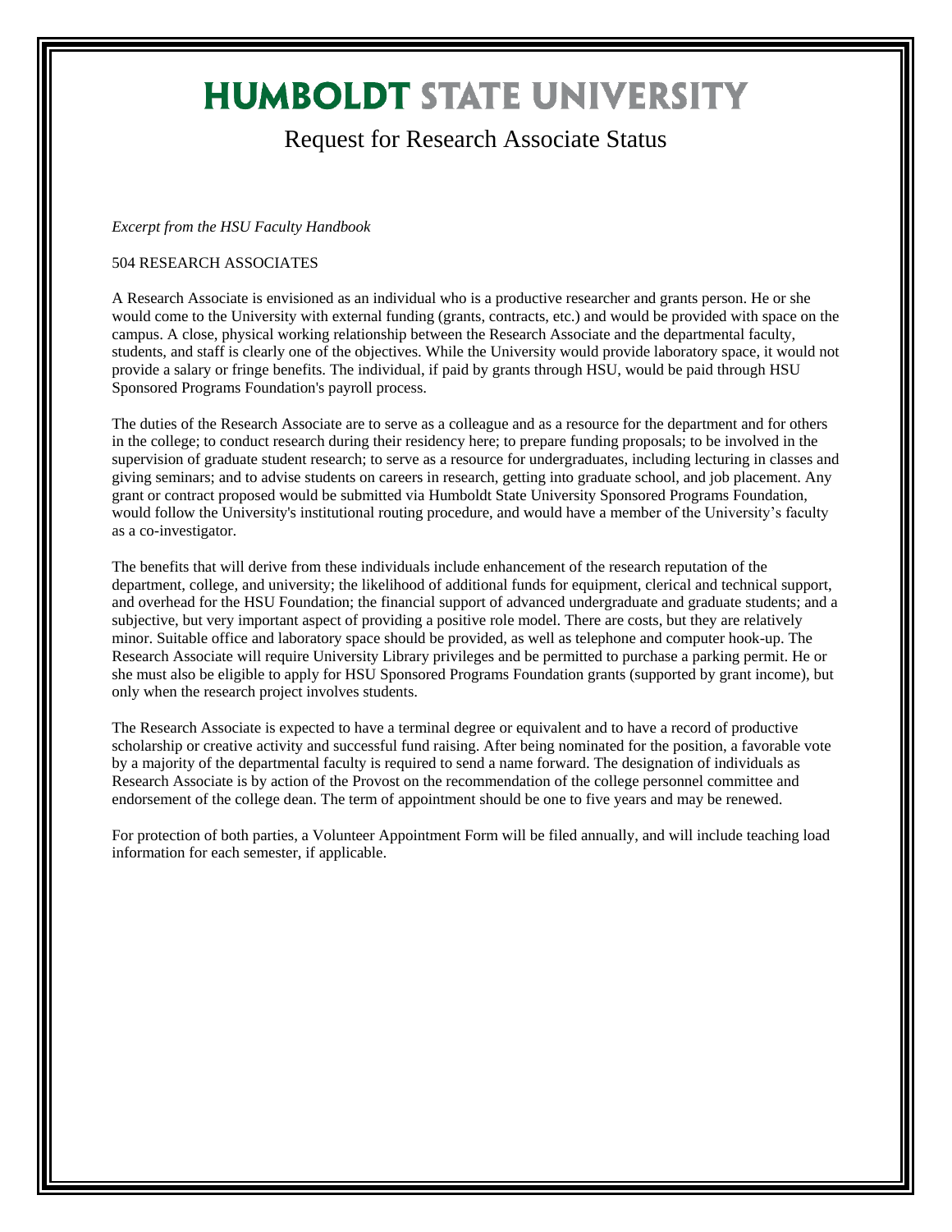# HUMBOLDT STATE UNIVERSITY

## Request for Research Associate Status

*Excerpt from the HSU Faculty Handbook*

504 RESEARCH ASSOCIATES

A Research Associate is envisioned as an individual who is a productive researcher and grants person. He or she would come to the University with external funding (grants, contracts, etc.) and would be provided with space on the campus. A close, physical working relationship between the Research Associate and the departmental faculty, students, and staff is clearly one of the objectives. While the University would provide laboratory space, it would not provide a salary or fringe benefits. The individual, if paid by grants through HSU, would be paid through HSU Sponsored Programs Foundation's payroll process.

The duties of the Research Associate are to serve as a colleague and as a resource for the department and for others in the college; to conduct research during their residency here; to prepare funding proposals; to be involved in the supervision of graduate student research; to serve as a resource for undergraduates, including lecturing in classes and giving seminars; and to advise students on careers in research, getting into graduate school, and job placement. Any grant or contract proposed would be submitted via Humboldt State University Sponsored Programs Foundation, would follow the University's institutional routing procedure, and would have a member of the University's faculty as a co-investigator.

The benefits that will derive from these individuals include enhancement of the research reputation of the department, college, and university; the likelihood of additional funds for equipment, clerical and technical support, and overhead for the HSU Foundation; the financial support of advanced undergraduate and graduate students; and a subjective, but very important aspect of providing a positive role model. There are costs, but they are relatively minor. Suitable office and laboratory space should be provided, as well as telephone and computer hook-up. The Research Associate will require University Library privileges and be permitted to purchase a parking permit. He or she must also be eligible to apply for HSU Sponsored Programs Foundation grants (supported by grant income), but only when the research project involves students.

The Research Associate is expected to have a terminal degree or equivalent and to have a record of productive scholarship or creative activity and successful fund raising. After being nominated for the position, a favorable vote by a majority of the departmental faculty is required to send a name forward. The designation of individuals as Research Associate is by action of the Provost on the recommendation of the college personnel committee and endorsement of the college dean. The term of appointment should be one to five years and may be renewed.

For protection of both parties, a Volunteer Appointment Form will be filed annually, and will include teaching load information for each semester, if applicable.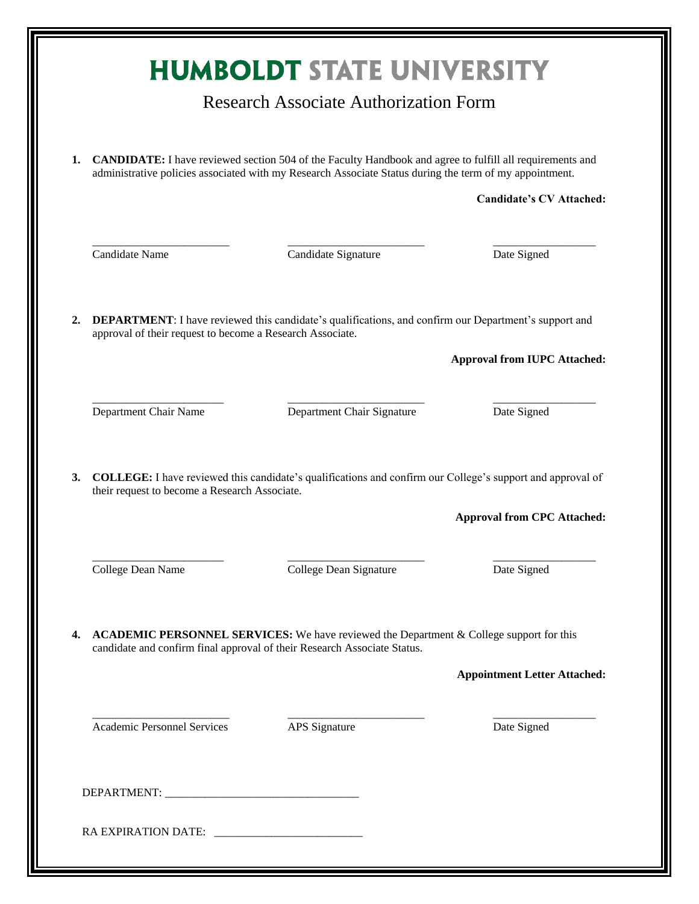# HUMBOLDT STATE UNIVERSITY

## Research Associate Authorization Form

1. **CANDIDATE:** I have reviewed section 504 of the Faculty Handbook and agree to fulfill all requirements and administrative policies associated with my Research Associate Status during the term of my appointment.

**Candidate's CV Attached:**

| | | |
|---|---|---|
| ______________________ | ______________________ | ________________ |
| Candidate Name | Candidate Signature | Date Signed |

2. **DEPARTMENT**: I have reviewed this candidate's qualifications, and confirm our Department's support and approval of their request to become a Research Associate.

**Approval from IUPC Attached:**

| | | |
|---|---|---|
| ______________________ | ______________________ | ________________ |
| Department Chair Name | Department Chair Signature | Date Signed |

3. **COLLEGE:** I have reviewed this candidate's qualifications and confirm our College's support and approval of their request to become a Research Associate.

**Approval from CPC Attached:**

| | | |
|---|---|---|
| ______________________ | ______________________ | ________________ |
| College Dean Name | College Dean Signature | Date Signed |

4. **ACADEMIC PERSONNEL SERVICES:** We have reviewed the Department & College support for this candidate and confirm final approval of their Research Associate Status.

**Appointment Letter Attached:**

| | | |
|---|---|---|
| ______________________ | ______________________ | ________________ |
| Academic Personnel Services | APS Signature | Date Signed |

DEPARTMENT: ________________________________

RA EXPIRATION DATE: ________________________